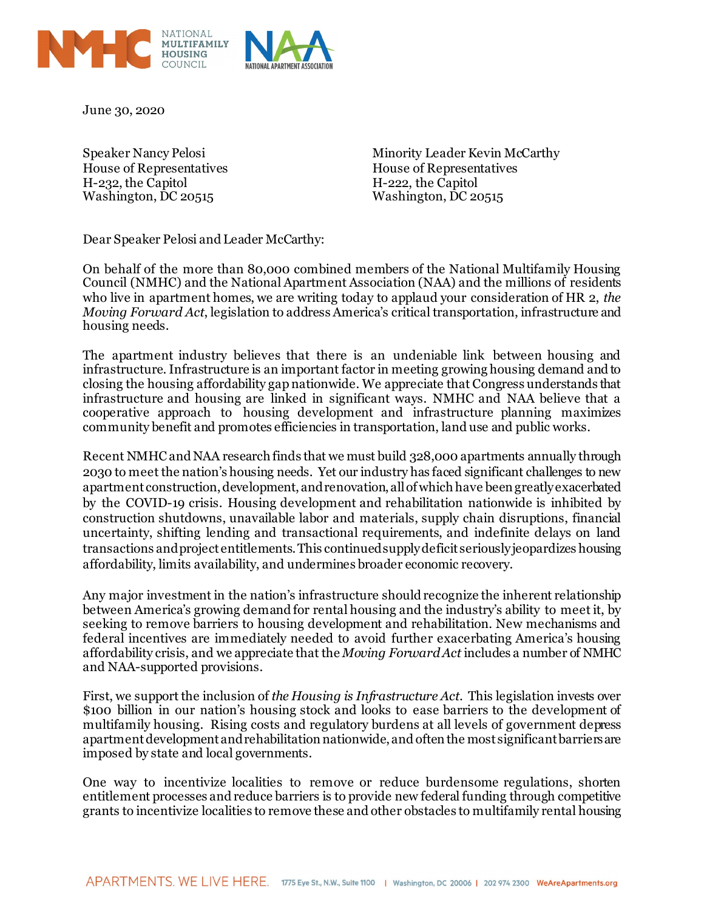June 30, 2020

Speaker Nancy Pelosi
House of Representatives
H-232, the Capitol
Washington, DC 20515

Minority Leader Kevin McCarthy
House of Representatives
H-222, the Capitol
Washington, DC 20515

Dear Speaker Pelosi and Leader McCarthy:

On behalf of the more than 80,000 combined members of the National Multifamily Housing Council (NMHC) and the National Apartment Association (NAA) and the millions of residents who live in apartment homes, we are writing today to applaud your consideration of HR 2, *the Moving Forward Act*, legislation to address America's critical transportation, infrastructure and housing needs.

The apartment industry believes that there is an undeniable link between housing and infrastructure. Infrastructure is an important factor in meeting growing housing demand and to closing the housing affordability gap nationwide. We appreciate that Congress understands that infrastructure and housing are linked in significant ways. NMHC and NAA believe that a cooperative approach to housing development and infrastructure planning maximizes community benefit and promotes efficiencies in transportation, land use and public works.

Recent NMHC and NAA research finds that we must build 328,000 apartments annually through 2030 to meet the nation's housing needs. Yet our industry has faced significant challenges to new apartment construction, development, and renovation, all of which have been greatly exacerbated by the COVID-19 crisis. Housing development and rehabilitation nationwide is inhibited by construction shutdowns, unavailable labor and materials, supply chain disruptions, financial uncertainty, shifting lending and transactional requirements, and indefinite delays on land transactions and project entitlements. This continued supply deficit seriously jeopardizes housing affordability, limits availability, and undermines broader economic recovery.

Any major investment in the nation's infrastructure should recognize the inherent relationship between America's growing demand for rental housing and the industry's ability to meet it, by seeking to remove barriers to housing development and rehabilitation. New mechanisms and federal incentives are immediately needed to avoid further exacerbating America's housing affordability crisis, and we appreciate that the *Moving Forward Act* includes a number of NMHC and NAA-supported provisions.

First, we support the inclusion of *the Housing is Infrastructure Act*. This legislation invests over $100 billion in our nation's housing stock and looks to ease barriers to the development of multifamily housing. Rising costs and regulatory burdens at all levels of government depress apartment development and rehabilitation nationwide, and often the most significant barriers are imposed by state and local governments.

One way to incentivize localities to remove or reduce burdensome regulations, shorten entitlement processes and reduce barriers is to provide new federal funding through competitive grants to incentivize localities to remove these and other obstacles to multifamily rental housing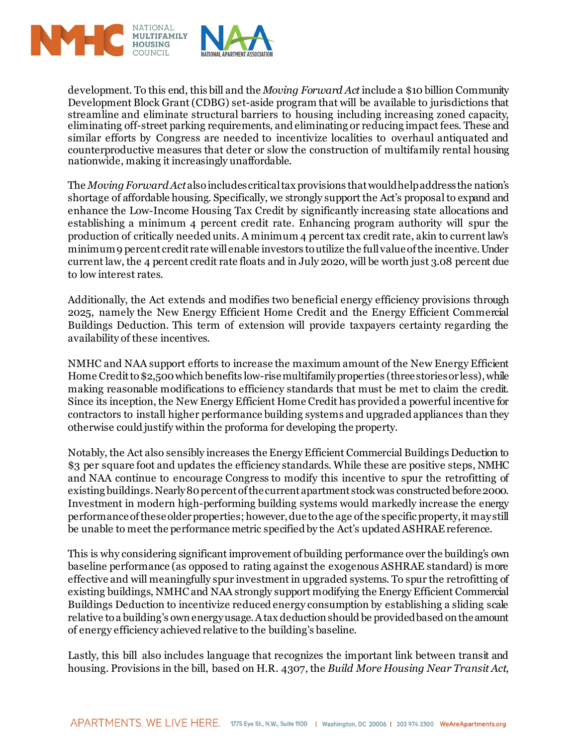development. To this end, this bill and the *Moving Forward Act* include a $10 billion Community Development Block Grant (CDBG) set-aside program that will be available to jurisdictions that streamline and eliminate structural barriers to housing including increasing zoned capacity, eliminating off-street parking requirements, and eliminating or reducing impact fees. These and similar efforts by Congress are needed to incentivize localities to overhaul antiquated and counterproductive measures that deter or slow the construction of multifamily rental housing nationwide, making it increasingly unaffordable.

The *Moving Forward Act* also includes critical tax provisions that would help address the nation's shortage of affordable housing. Specifically, we strongly support the Act's proposal to expand and enhance the Low-Income Housing Tax Credit by significantly increasing state allocations and establishing a minimum 4 percent credit rate. Enhancing program authority will spur the production of critically needed units. A minimum 4 percent tax credit rate, akin to current law's minimum 9 percent credit rate will enable investors to utilize the full value of the incentive. Under current law, the 4 percent credit rate floats and in July 2020, will be worth just 3.08 percent due to low interest rates.

Additionally, the Act extends and modifies two beneficial energy efficiency provisions through 2025, namely the New Energy Efficient Home Credit and the Energy Efficient Commercial Buildings Deduction. This term of extension will provide taxpayers certainty regarding the availability of these incentives.

NMHC and NAA support efforts to increase the maximum amount of the New Energy Efficient Home Credit to $2,500 which benefits low-rise multifamily properties (three stories or less), while making reasonable modifications to efficiency standards that must be met to claim the credit. Since its inception, the New Energy Efficient Home Credit has provided a powerful incentive for contractors to install higher performance building systems and upgraded appliances than they otherwise could justify within the proforma for developing the property.

Notably, the Act also sensibly increases the Energy Efficient Commercial Buildings Deduction to $3 per square foot and updates the efficiency standards. While these are positive steps, NMHC and NAA continue to encourage Congress to modify this incentive to spur the retrofitting of existing buildings. Nearly 80 percent of the current apartment stock was constructed before 2000. Investment in modern high-performing building systems would markedly increase the energy performance of these older properties; however, due to the age of the specific property, it may still be unable to meet the performance metric specified by the Act's updated ASHRAE reference.

This is why considering significant improvement of building performance over the building's own baseline performance (as opposed to rating against the exogenous ASHRAE standard) is more effective and will meaningfully spur investment in upgraded systems. To spur the retrofitting of existing buildings, NMHC and NAA strongly support modifying the Energy Efficient Commercial Buildings Deduction to incentivize reduced energy consumption by establishing a sliding scale relative to a building's own energy usage. A tax deduction should be provided based on the amount of energy efficiency achieved relative to the building's baseline.

Lastly, this bill also includes language that recognizes the important link between transit and housing. Provisions in the bill, based on H.R. 4307, the *Build More Housing Near Transit Act*,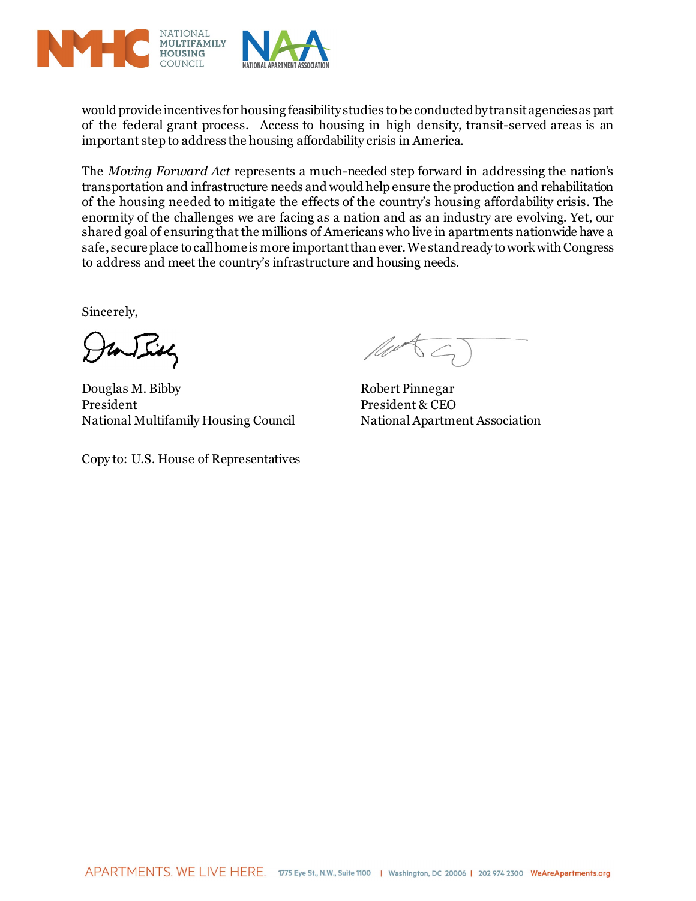would provide incentives for housing feasibility studies to be conducted by transit agencies as part of the federal grant process. Access to housing in high density, transit-served areas is an important step to address the housing affordability crisis in America.

The *Moving Forward Act* represents a much-needed step forward in addressing the nation's transportation and infrastructure needs and would help ensure the production and rehabilitation of the housing needed to mitigate the effects of the country's housing affordability crisis. The enormity of the challenges we are facing as a nation and as an industry are evolving. Yet, our shared goal of ensuring that the millions of Americans who live in apartments nationwide have a safe, secure place to call home is more important than ever. We stand ready to work with Congress to address and meet the country's infrastructure and housing needs.

Sincerely,

Douglas M. Bibby
President
National Multifamily Housing Council

Robert Pinnegar
President & CEO
National Apartment Association

Copy to: U.S. House of Representatives